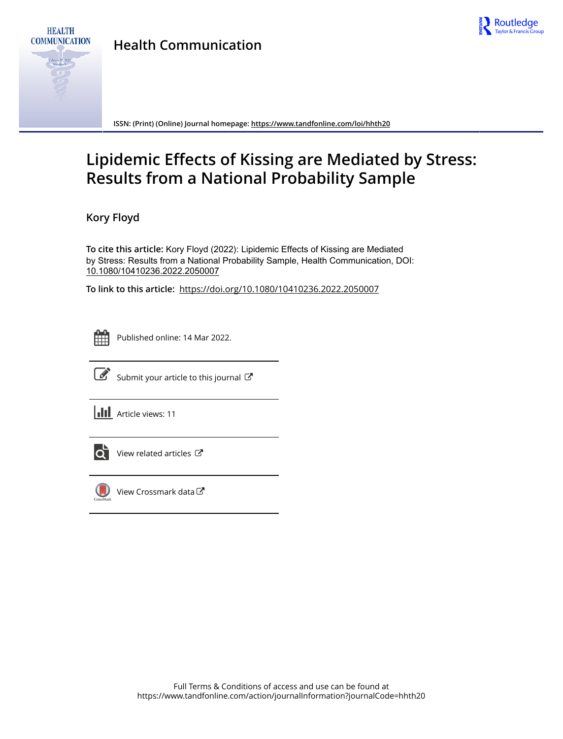# Health Communication

ISSN: (Print) (Online) Journal homepage: https://www.tandfonline.com/loi/hhth20

# Lipidemic Effects of Kissing are Mediated by Stress: Results from a National Probability Sample

**Kory Floyd**

**To cite this article:** Kory Floyd (2022): Lipidemic Effects of Kissing are Mediated by Stress: Results from a National Probability Sample, Health Communication, DOI: 10.1080/10410236.2022.2050007

**To link to this article:** https://doi.org/10.1080/10410236.2022.2050007

Published online: 14 Mar 2022.

Submit your article to this journal

Article views: 11

View related articles

View Crossmark data

Full Terms & Conditions of access and use can be found at https://www.tandfonline.com/action/journalInformation?journalCode=hhth20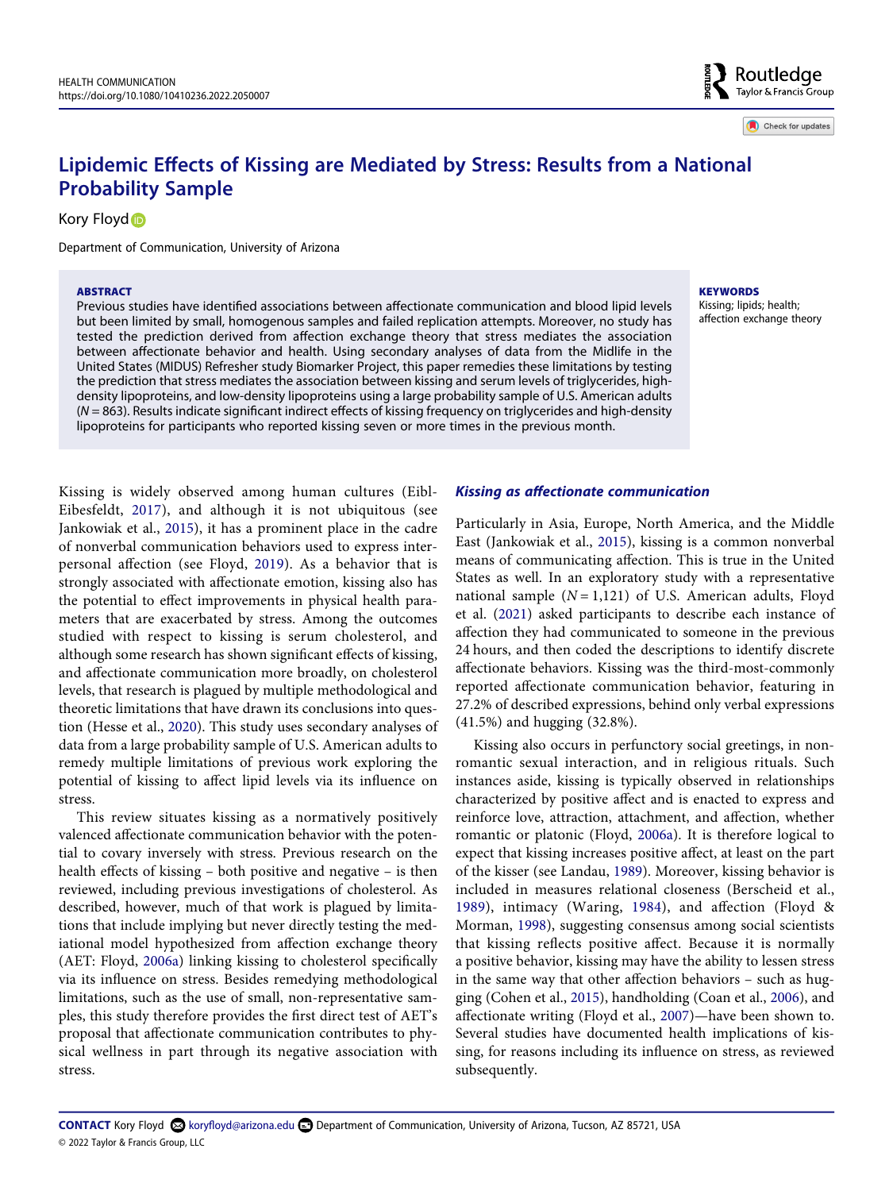# Lipidemic Effects of Kissing are Mediated by Stress: Results from a National Probability Sample

Kory Floyd

Department of Communication, University of Arizona

**ABSTRACT**

Previous studies have identified associations between affectionate communication and blood lipid levels but been limited by small, homogenous samples and failed replication attempts. Moreover, no study has tested the prediction derived from affection exchange theory that stress mediates the association between affectionate behavior and health. Using secondary analyses of data from the Midlife in the United States (MIDUS) Refresher study Biomarker Project, this paper remedies these limitations by testing the prediction that stress mediates the association between kissing and serum levels of triglycerides, high-density lipoproteins, and low-density lipoproteins using a large probability sample of U.S. American adults ($N = 863$). Results indicate significant indirect effects of kissing frequency on triglycerides and high-density lipoproteins for participants who reported kissing seven or more times in the previous month.

**KEYWORDS**

Kissing; lipids; health; affection exchange theory

Kissing is widely observed among human cultures (Eibl-Eibesfeldt, 2017), and although it is not ubiquitous (see Jankowiak et al., 2015), it has a prominent place in the cadre of nonverbal communication behaviors used to express interpersonal affection (see Floyd, 2019). As a behavior that is strongly associated with affectionate emotion, kissing also has the potential to effect improvements in physical health parameters that are exacerbated by stress. Among the outcomes studied with respect to kissing is serum cholesterol, and although some research has shown significant effects of kissing, and affectionate communication more broadly, on cholesterol levels, that research is plagued by multiple methodological and theoretic limitations that have drawn its conclusions into question (Hesse et al., 2020). This study uses secondary analyses of data from a large probability sample of U.S. American adults to remedy multiple limitations of previous work exploring the potential of kissing to affect lipid levels via its influence on stress.

This review situates kissing as a normatively positively valenced affectionate communication behavior with the potential to covary inversely with stress. Previous research on the health effects of kissing – both positive and negative – is then reviewed, including previous investigations of cholesterol. As described, however, much of that work is plagued by limitations that include implying but never directly testing the mediational model hypothesized from affection exchange theory (AET: Floyd, 2006a) linking kissing to cholesterol specifically via its influence on stress. Besides remedying methodological limitations, such as the use of small, non-representative samples, this study therefore provides the first direct test of AET's proposal that affectionate communication contributes to physical wellness in part through its negative association with stress.

## *Kissing as affectionate communication*

Particularly in Asia, Europe, North America, and the Middle East (Jankowiak et al., 2015), kissing is a common nonverbal means of communicating affection. This is true in the United States as well. In an exploratory study with a representative national sample ($N = 1{,}121$) of U.S. American adults, Floyd et al. (2021) asked participants to describe each instance of affection they had communicated to someone in the previous 24 hours, and then coded the descriptions to identify discrete affectionate behaviors. Kissing was the third-most-commonly reported affectionate communication behavior, featuring in 27.2% of described expressions, behind only verbal expressions (41.5%) and hugging (32.8%).

Kissing also occurs in perfunctory social greetings, in non-romantic sexual interaction, and in religious rituals. Such instances aside, kissing is typically observed in relationships characterized by positive affect and is enacted to express and reinforce love, attraction, attachment, and affection, whether romantic or platonic (Floyd, 2006a). It is therefore logical to expect that kissing increases positive affect, at least on the part of the kisser (see Landau, 1989). Moreover, kissing behavior is included in measures relational closeness (Berscheid et al., 1989), intimacy (Waring, 1984), and affection (Floyd & Morman, 1998), suggesting consensus among social scientists that kissing reflects positive affect. Because it is normally a positive behavior, kissing may have the ability to lessen stress in the same way that other affection behaviors – such as hugging (Cohen et al., 2015), handholding (Coan et al., 2006), and affectionate writing (Floyd et al., 2007)—have been shown to. Several studies have documented health implications of kissing, for reasons including its influence on stress, as reviewed subsequently.

**CONTACT** Kory Floyd koryfloyd@arizona.edu Department of Communication, University of Arizona, Tucson, AZ 85721, USA

© 2022 Taylor & Francis Group, LLC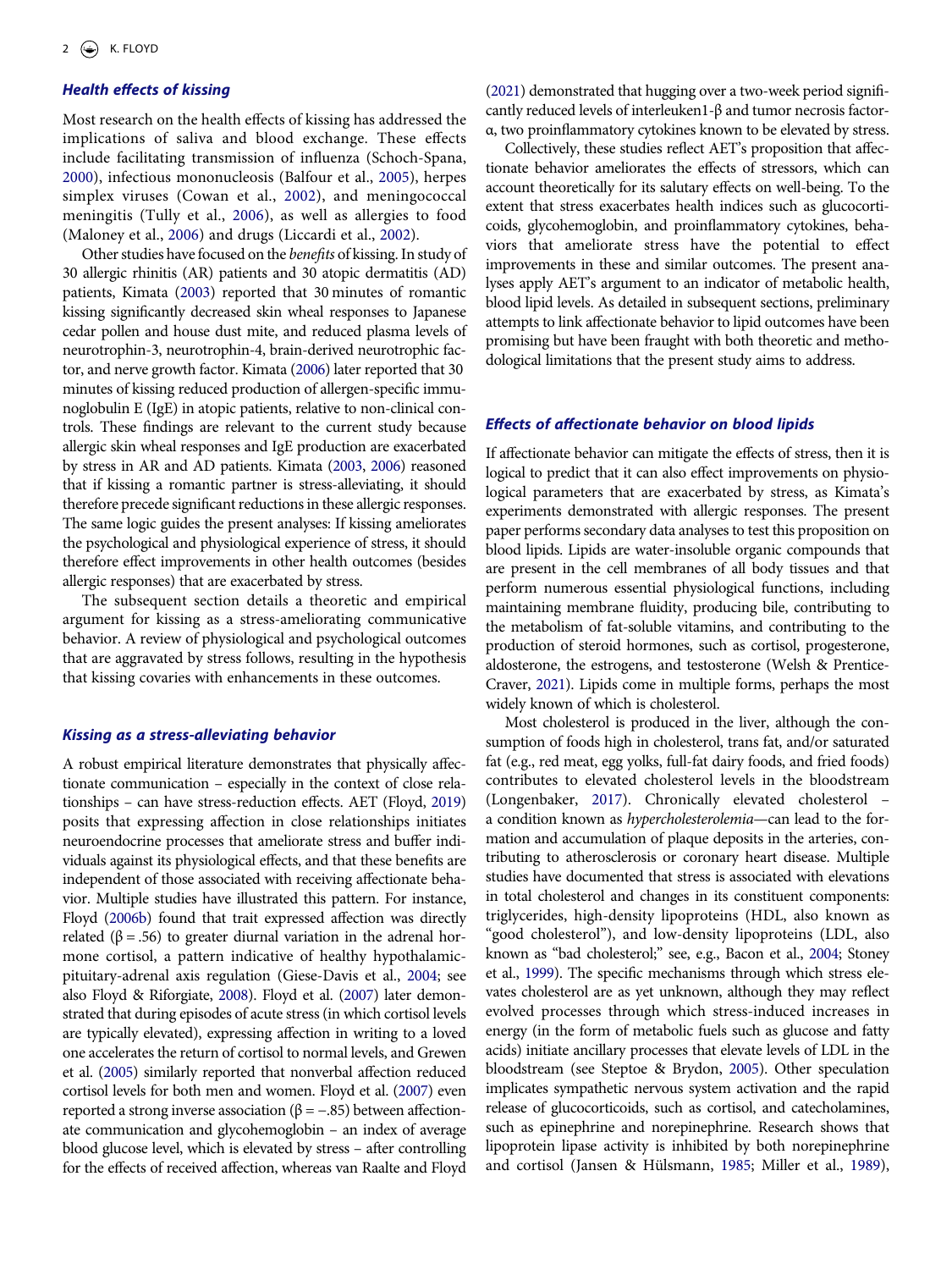### Health effects of kissing

Most research on the health effects of kissing has addressed the implications of saliva and blood exchange. These effects include facilitating transmission of influenza (Schoch-Spana, 2000), infectious mononucleosis (Balfour et al., 2005), herpes simplex viruses (Cowan et al., 2002), and meningococcal meningitis (Tully et al., 2006), as well as allergies to food (Maloney et al., 2006) and drugs (Liccardi et al., 2002).

Other studies have focused on the *benefits* of kissing. In study of 30 allergic rhinitis (AR) patients and 30 atopic dermatitis (AD) patients, Kimata (2003) reported that 30 minutes of romantic kissing significantly decreased skin wheal responses to Japanese cedar pollen and house dust mite, and reduced plasma levels of neurotrophin-3, neurotrophin-4, brain-derived neurotrophic factor, and nerve growth factor. Kimata (2006) later reported that 30 minutes of kissing reduced production of allergen-specific immunoglobulin E (IgE) in atopic patients, relative to non-clinical controls. These findings are relevant to the current study because allergic skin wheal responses and IgE production are exacerbated by stress in AR and AD patients. Kimata (2003, 2006) reasoned that if kissing a romantic partner is stress-alleviating, it should therefore precede significant reductions in these allergic responses. The same logic guides the present analyses: If kissing ameliorates the psychological and physiological experience of stress, it should therefore effect improvements in other health outcomes (besides allergic responses) that are exacerbated by stress.

The subsequent section details a theoretic and empirical argument for kissing as a stress-ameliorating communicative behavior. A review of physiological and psychological outcomes that are aggravated by stress follows, resulting in the hypothesis that kissing covaries with enhancements in these outcomes.

### Kissing as a stress-alleviating behavior

A robust empirical literature demonstrates that physically affectionate communication – especially in the context of close relationships – can have stress-reduction effects. AET (Floyd, 2019) posits that expressing affection in close relationships initiates neuroendocrine processes that ameliorate stress and buffer individuals against its physiological effects, and that these benefits are independent of those associated with receiving affectionate behavior. Multiple studies have illustrated this pattern. For instance, Floyd (2006b) found that trait expressed affection was directly related (β = .56) to greater diurnal variation in the adrenal hormone cortisol, a pattern indicative of healthy hypothalamic-pituitary-adrenal axis regulation (Giese-Davis et al., 2004; see also Floyd & Riforgiate, 2008). Floyd et al. (2007) later demonstrated that during episodes of acute stress (in which cortisol levels are typically elevated), expressing affection in writing to a loved one accelerates the return of cortisol to normal levels, and Grewen et al. (2005) similarly reported that nonverbal affection reduced cortisol levels for both men and women. Floyd et al. (2007) even reported a strong inverse association (β = −.85) between affectionate communication and glycohemoglobin – an index of average blood glucose level, which is elevated by stress – after controlling for the effects of received affection, whereas van Raalte and Floyd (2021) demonstrated that hugging over a two-week period significantly reduced levels of interleuken1-β and tumor necrosis factor-α, two proinflammatory cytokines known to be elevated by stress.

Collectively, these studies reflect AET's proposition that affectionate behavior ameliorates the effects of stressors, which can account theoretically for its salutary effects on well-being. To the extent that stress exacerbates health indices such as glucocorticoids, glycohemoglobin, and proinflammatory cytokines, behaviors that ameliorate stress have the potential to effect improvements in these and similar outcomes. The present analyses apply AET's argument to an indicator of metabolic health, blood lipid levels. As detailed in subsequent sections, preliminary attempts to link affectionate behavior to lipid outcomes have been promising but have been fraught with both theoretic and methodological limitations that the present study aims to address.

### Effects of affectionate behavior on blood lipids

If affectionate behavior can mitigate the effects of stress, then it is logical to predict that it can also effect improvements on physiological parameters that are exacerbated by stress, as Kimata's experiments demonstrated with allergic responses. The present paper performs secondary data analyses to test this proposition on blood lipids. Lipids are water-insoluble organic compounds that are present in the cell membranes of all body tissues and that perform numerous essential physiological functions, including maintaining membrane fluidity, producing bile, contributing to the metabolism of fat-soluble vitamins, and contributing to the production of steroid hormones, such as cortisol, progesterone, aldosterone, the estrogens, and testosterone (Welsh & Prentice-Craver, 2021). Lipids come in multiple forms, perhaps the most widely known of which is cholesterol.

Most cholesterol is produced in the liver, although the consumption of foods high in cholesterol, trans fat, and/or saturated fat (e.g., red meat, egg yolks, full-fat dairy foods, and fried foods) contributes to elevated cholesterol levels in the bloodstream (Longenbaker, 2017). Chronically elevated cholesterol – a condition known as *hypercholesterolemia*—can lead to the formation and accumulation of plaque deposits in the arteries, contributing to atherosclerosis or coronary heart disease. Multiple studies have documented that stress is associated with elevations in total cholesterol and changes in its constituent components: triglycerides, high-density lipoproteins (HDL, also known as "good cholesterol"), and low-density lipoproteins (LDL, also known as "bad cholesterol;" see, e.g., Bacon et al., 2004; Stoney et al., 1999). The specific mechanisms through which stress elevates cholesterol are as yet unknown, although they may reflect evolved processes through which stress-induced increases in energy (in the form of metabolic fuels such as glucose and fatty acids) initiate ancillary processes that elevate levels of LDL in the bloodstream (see Steptoe & Brydon, 2005). Other speculation implicates sympathetic nervous system activation and the rapid release of glucocorticoids, such as cortisol, and catecholamines, such as epinephrine and norepinephrine. Research shows that lipoprotein lipase activity is inhibited by both norepinephrine and cortisol (Jansen & Hülsmann, 1985; Miller et al., 1989),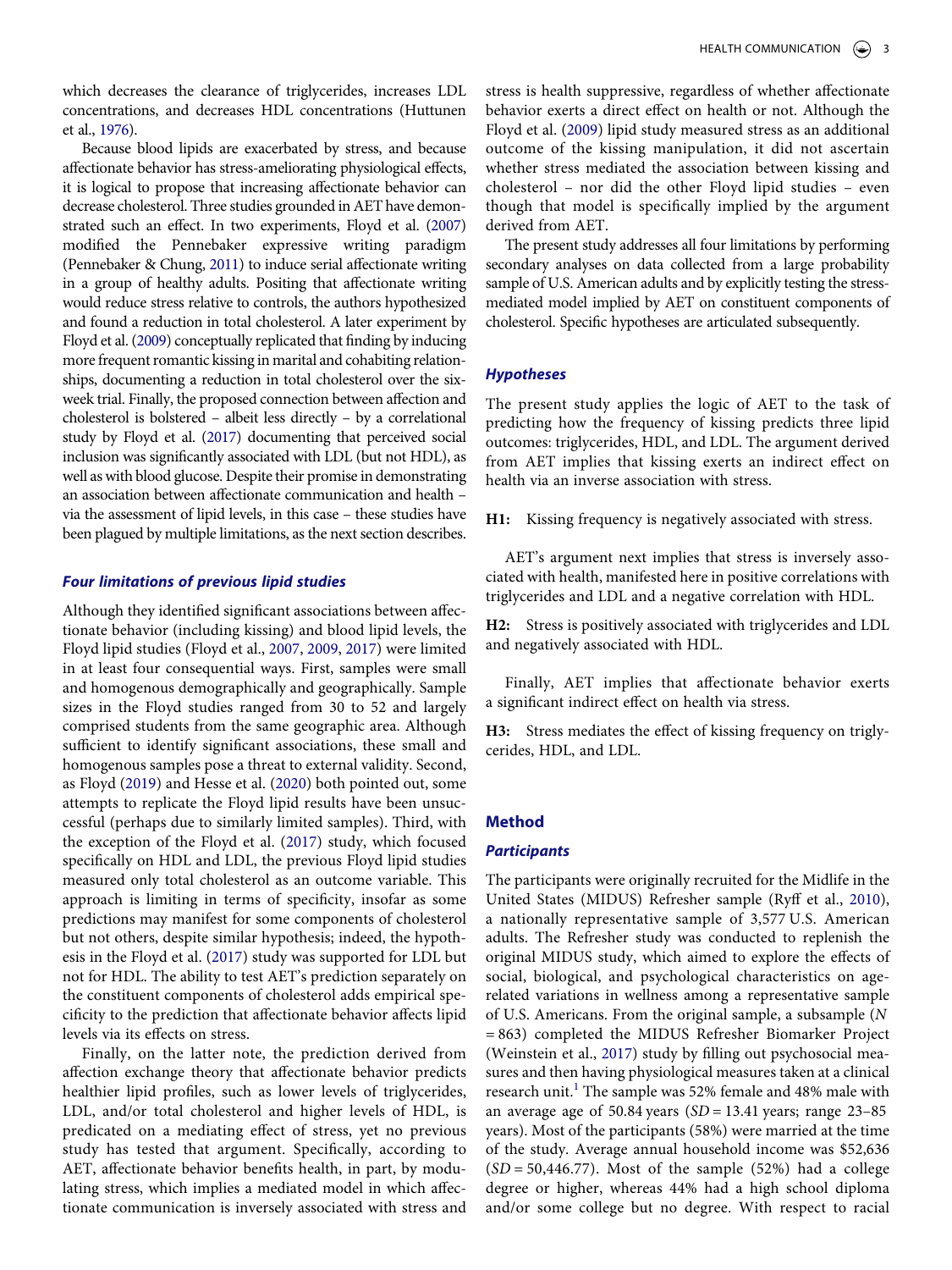which decreases the clearance of triglycerides, increases LDL concentrations, and decreases HDL concentrations (Huttunen et al., 1976).

Because blood lipids are exacerbated by stress, and because affectionate behavior has stress-ameliorating physiological effects, it is logical to propose that increasing affectionate behavior can decrease cholesterol. Three studies grounded in AET have demonstrated such an effect. In two experiments, Floyd et al. (2007) modified the Pennebaker expressive writing paradigm (Pennebaker & Chung, 2011) to induce serial affectionate writing in a group of healthy adults. Positing that affectionate writing would reduce stress relative to controls, the authors hypothesized and found a reduction in total cholesterol. A later experiment by Floyd et al. (2009) conceptually replicated that finding by inducing more frequent romantic kissing in marital and cohabiting relationships, documenting a reduction in total cholesterol over the six-week trial. Finally, the proposed connection between affection and cholesterol is bolstered – albeit less directly – by a correlational study by Floyd et al. (2017) documenting that perceived social inclusion was significantly associated with LDL (but not HDL), as well as with blood glucose. Despite their promise in demonstrating an association between affectionate communication and health – via the assessment of lipid levels, in this case – these studies have been plagued by multiple limitations, as the next section describes.

### *Four limitations of previous lipid studies*

Although they identified significant associations between affectionate behavior (including kissing) and blood lipid levels, the Floyd lipid studies (Floyd et al., 2007, 2009, 2017) were limited in at least four consequential ways. First, samples were small and homogenous demographically and geographically. Sample sizes in the Floyd studies ranged from 30 to 52 and largely comprised students from the same geographic area. Although sufficient to identify significant associations, these small and homogenous samples pose a threat to external validity. Second, as Floyd (2019) and Hesse et al. (2020) both pointed out, some attempts to replicate the Floyd lipid results have been unsuccessful (perhaps due to similarly limited samples). Third, with the exception of the Floyd et al. (2017) study, which focused specifically on HDL and LDL, the previous Floyd studies measured only total cholesterol as an outcome variable. This approach is limiting in terms of specificity, insofar as some predictions may manifest for some components of cholesterol but not others, despite similar hypothesis; indeed, the hypothesis in the Floyd et al. (2017) study was supported for LDL but not for HDL. The ability to test AET's prediction separately on the constituent components of cholesterol adds empirical specificity to the prediction that affectionate behavior affects lipid levels via its effects on stress.

Finally, on the latter note, the prediction derived from affection exchange theory that affectionate behavior predicts healthier lipid profiles, such as lower levels of triglycerides, LDL, and/or total cholesterol and higher levels of HDL, is predicated on a mediating effect of stress, yet no previous study has tested that argument. Specifically, according to AET, affectionate behavior benefits health, in part, by modulating stress, which implies a mediated model in which affectionate communication is inversely associated with stress and stress is health suppressive, regardless of whether affectionate behavior exerts a direct effect on health or not. Although the Floyd et al. (2009) lipid study measured stress as an additional outcome of the kissing manipulation, it did not ascertain whether stress mediated the association between kissing and cholesterol – nor did the other Floyd lipid studies – even though that model is specifically implied by the argument derived from AET.

The present study addresses all four limitations by performing secondary analyses on data collected from a large probability sample of U.S. American adults and by explicitly testing the stress-mediated model implied by AET on constituent components of cholesterol. Specific hypotheses are articulated subsequently.

### *Hypotheses*

The present study applies the logic of AET to the task of predicting how the frequency of kissing predicts three lipid outcomes: triglycerides, HDL, and LDL. The argument derived from AET implies that kissing exerts an indirect effect on health via an inverse association with stress.

**H1:** Kissing frequency is negatively associated with stress.

AET's argument next implies that stress is inversely associated with health, manifested here in positive correlations with triglycerides and LDL and a negative correlation with HDL.

**H2:** Stress is positively associated with triglycerides and LDL and negatively associated with HDL.

Finally, AET implies that affectionate behavior exerts a significant indirect effect on health via stress.

**H3:** Stress mediates the effect of kissing frequency on triglycerides, HDL, and LDL.

## Method

### *Participants*

The participants were originally recruited for the Midlife in the United States (MIDUS) Refresher sample (Ryff et al., 2010), a nationally representative sample of 3,577 U.S. American adults. The Refresher study was conducted to replenish the original MIDUS study, which aimed to explore the effects of social, biological, and psychological characteristics on age-related variations in wellness among a representative sample of U.S. Americans. From the original sample, a subsample ($N$ = 863) completed the MIDUS Refresher Biomarker Project (Weinstein et al., 2017) study by filling out psychosocial measures and then having physiological measures taken at a clinical research unit.[1] The sample was 52% female and 48% male with an average age of 50.84 years ($SD$ = 13.41 years; range 23–85 years). Most of the participants (58%) were married at the time of the study. Average annual household income was $52,636 ($SD$ = 50,446.77). Most of the sample (52%) had a college degree or higher, whereas 44% had a high school diploma and/or some college but no degree. With respect to racial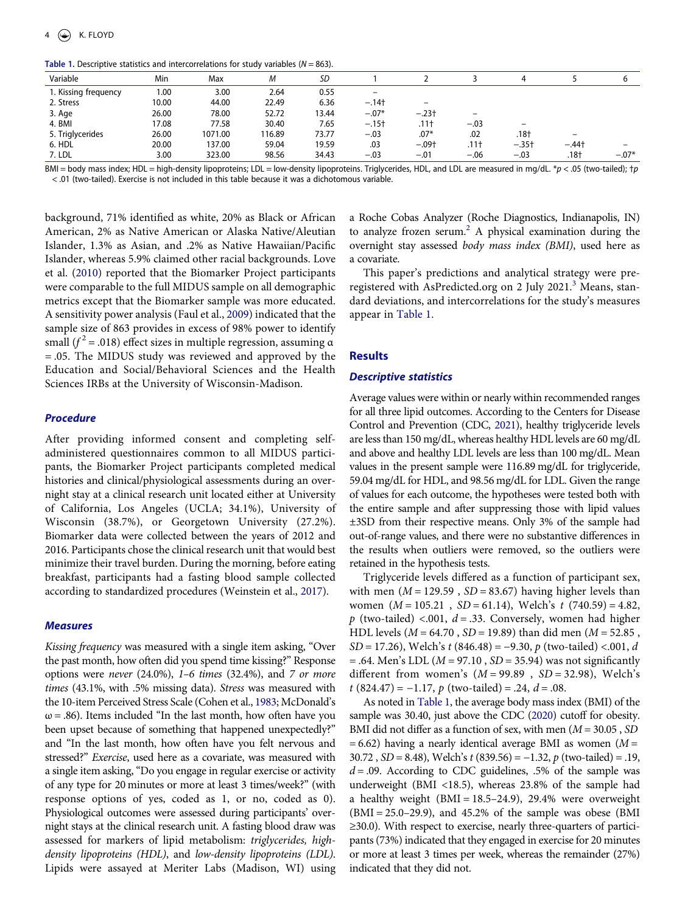**Table 1.** Descriptive statistics and intercorrelations for study variables ($N = 863$).

| Variable | Min | Max | $M$ | $SD$ | 1 | 2 | 3 | 4 | 5 | 6 |
|---|---|---|---|---|---|---|---|---|---|---|
| 1. Kissing frequency | 1.00 | 3.00 | 2.64 | 0.55 | – | | | | | |
| 2. Stress | 10.00 | 44.00 | 22.49 | 6.36 | −.14† | – | | | | |
| 3. Age | 26.00 | 78.00 | 52.72 | 13.44 | −.07* | −.23† | – | | | |
| 4. BMI | 17.08 | 77.58 | 30.40 | 7.65 | −.15† | .11† | −.03 | – | | |
| 5. Triglycerides | 26.00 | 1071.00 | 116.89 | 73.77 | −.03 | .07* | .02 | .18† | – | |
| 6. HDL | 20.00 | 137.00 | 59.04 | 19.59 | .03 | −.09† | .11† | −.35† | −.44† | – |
| 7. LDL | 3.00 | 323.00 | 98.56 | 34.43 | −.03 | −.01 | −.06 | −.03 | .18† | −.07* |

BMI = body mass index; HDL = high-density lipoproteins; LDL = low-density lipoproteins. Triglycerides, HDL, and LDL are measured in mg/dL. *$p < .05$ (two-tailed); †$p < .01$ (two-tailed). Exercise is not included in this table because it was a dichotomous variable.

background, 71% identified as white, 20% as Black or African American, 2% as Native American or Alaska Native/Aleutian Islander, 1.3% as Asian, and .2% as Native Hawaiian/Pacific Islander, whereas 5.9% claimed other racial backgrounds. Love et al. (2010) reported that the Biomarker Project participants were comparable to the full MIDUS sample on all demographic metrics except that the Biomarker sample was more educated. A sensitivity power analysis (Faul et al., 2009) indicated that the sample size of 863 provides in excess of 98% power to identify small ($f^2 = .018$) effect sizes in multiple regression, assuming $\alpha = .05$. The MIDUS study was reviewed and approved by the Education and Social/Behavioral Sciences and the Health Sciences IRBs at the University of Wisconsin-Madison.

### *Procedure*

After providing informed consent and completing self-administered questionnaires common to all MIDUS participants, the Biomarker Project participants completed medical histories and clinical/physiological assessments during an overnight stay at a clinical research unit located either at University of California, Los Angeles (UCLA; 34.1%), University of Wisconsin (38.7%), or Georgetown University (27.2%). Biomarker data were collected between the years of 2012 and 2016. Participants chose the clinical research unit that would best minimize their travel burden. During the morning, before eating breakfast, participants had a fasting blood sample collected according to standardized procedures (Weinstein et al., 2017).

### *Measures*

*Kissing frequency* was measured with a single item asking, "Over the past month, how often did you spend time kissing?" Response options were *never* (24.0%), *1–6 times* (32.4%), and *7 or more times* (43.1%, with .5% missing data). *Stress* was measured with the 10-item Perceived Stress Scale (Cohen et al., 1983; McDonald's $\omega = .86$). Items included "In the last month, how often have you been upset because of something that happened unexpectedly?" and "In the last month, how often have you felt nervous and stressed?" *Exercise*, used here as a covariate, was measured with a single item asking, "Do you engage in regular exercise or activity of any type for 20 minutes or more at least 3 times/week?" (with response options of yes, coded as 1, or no, coded as 0). Physiological outcomes were assessed during participants' overnight stays at the clinical research unit. A fasting blood draw was assessed for markers of lipid metabolism: *triglycerides, high-density lipoproteins (HDL)*, and *low-density lipoproteins (LDL)*. Lipids were assayed at Meriter Labs (Madison, WI) using a Roche Cobas Analyzer (Roche Diagnostics, Indianapolis, IN) to analyze frozen serum.[2] A physical examination during the overnight stay assessed *body mass index (BMI)*, used here as a covariate.

This paper's predictions and analytical strategy were pre-registered with AsPredicted.org on 2 July 2021.[3] Means, standard deviations, and intercorrelations for the study's measures appear in Table 1.

## Results

### *Descriptive statistics*

Average values were within or nearly within recommended ranges for all three lipid outcomes. According to the Centers for Disease Control and Prevention (CDC, 2021), healthy triglyceride levels are less than 150 mg/dL, whereas healthy HDL levels are 60 mg/dL and above and healthy LDL levels are less than 100 mg/dL. Mean values in the present sample were 116.89 mg/dL for triglyceride, 59.04 mg/dL for HDL, and 98.56 mg/dL for LDL. Given the range of values for each outcome, the hypotheses were tested both with the entire sample and after suppressing those with lipid values ±3SD from their respective means. Only 3% of the sample had out-of-range values, and there were no substantive differences in the results when outliers were removed, so the outliers were retained in the hypothesis tests.

Triglyceride levels differed as a function of participant sex, with men ($M = 129.59$, $SD = 83.67$) having higher levels than women ($M = 105.21$, $SD = 61.14$), Welch's $t$ (740.59) = 4.82, $p$ (two-tailed) <.001, $d = .33$. Conversely, women had higher HDL levels ($M = 64.70$, $SD = 19.89$) than did men ($M = 52.85$, $SD = 17.26$), Welch's $t$ (846.48) = −9.30, $p$ (two-tailed) <.001, $d = .64$. Men's LDL ($M = 97.10$, $SD = 35.94$) was not significantly different from women's ($M = 99.89$, $SD = 32.98$), Welch's $t$ (824.47) = −1.17, $p$ (two-tailed) = .24, $d = .08$.

As noted in Table 1, the average body mass index (BMI) of the sample was 30.40, just above the CDC (2020) cutoff for obesity. BMI did not differ as a function of sex, with men ($M = 30.05$, $SD = 6.62$) having a nearly identical average BMI as women ($M = 30.72$, $SD = 8.48$), Welch's $t$ (839.56) = −1.32, $p$ (two-tailed) = .19, $d = .09$. According to CDC guidelines, .5% of the sample was underweight (BMI <18.5), whereas 23.8% of the sample had a healthy weight (BMI = 18.5–24.9), 29.4% were overweight (BMI = 25.0–29.9), and 45.2% of the sample was obese (BMI ≥30.0). With respect to exercise, nearly three-quarters of participants (73%) indicated that they engaged in exercise for 20 minutes or more at least 3 times per week, whereas the remainder (27%) indicated that they did not.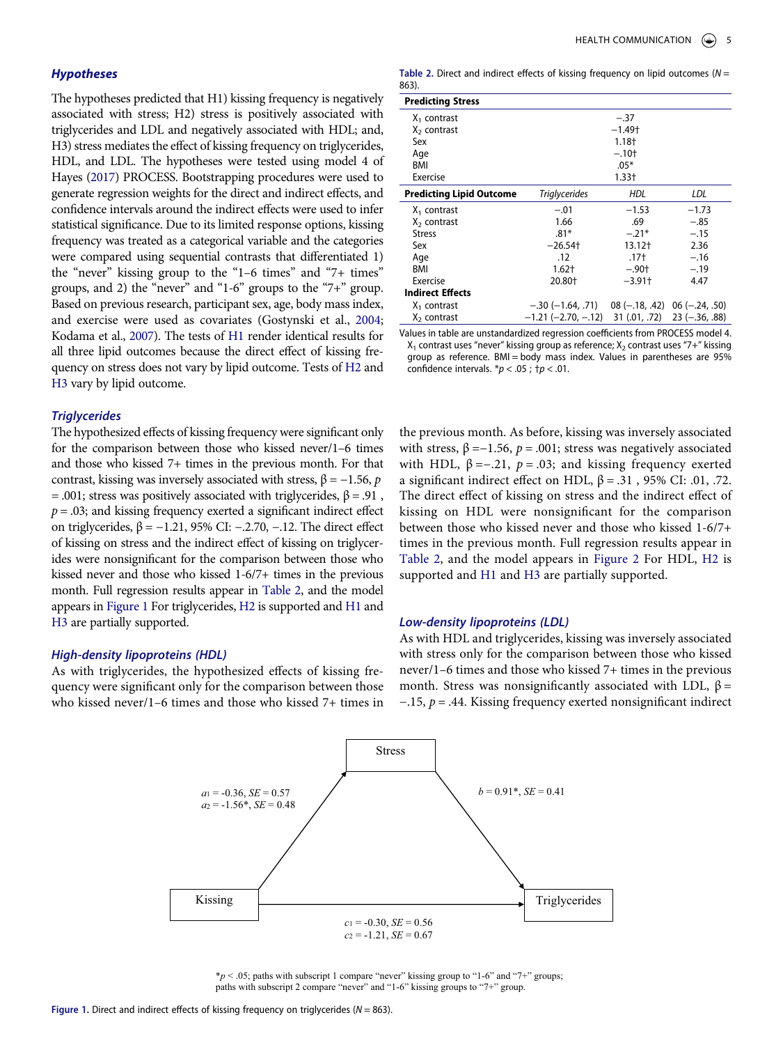### *Hypotheses*

The hypotheses predicted that H1) kissing frequency is negatively associated with stress; H2) stress is positively associated with triglycerides and LDL and negatively associated with HDL; and, H3) stress mediates the effect of kissing frequency on triglycerides, HDL, and LDL. The hypotheses were tested using model 4 of Hayes (2017) PROCESS. Bootstrapping procedures were used to generate regression weights for the direct and indirect effects, and confidence intervals around the indirect effects were used to infer statistical significance. Due to its limited response options, kissing frequency was treated as a categorical variable and the categories were compared using sequential contrasts that differentiated 1) the "never" kissing group to the "1–6 times" and "7+ times" groups, and 2) the "never" and "1-6" groups to the "7+" group. Based on previous research, participant sex, age, body mass index, and exercise were used as covariates (Gostynski et al., 2004; Kodama et al., 2007). The tests of H1 render identical results for all three lipid outcomes because the direct effect of kissing frequency on stress does not vary by lipid outcome. Tests of H2 and H3 vary by lipid outcome.

**Table 2.** Direct and indirect effects of kissing frequency on lipid outcomes ($N$ = 863).

| **Predicting Stress** | | | |
|---|---|---|---|
| $X_1$ contrast | | −.37 | |
| $X_2$ contrast | | −1.49† | |
| Sex | | 1.18† | |
| Age | | −.10† | |
| BMI | | .05* | |
| Exercise | | 1.33† | |
| **Predicting Lipid Outcome** | *Triglycerides* | *HDL* | *LDL* |
| $X_1$ contrast | −.01 | −1.53 | −1.73 |
| $X_2$ contrast | 1.66 | .69 | −.85 |
| Stress | .81* | −.21* | −.15 |
| Sex | −26.54† | 13.12† | 2.36 |
| Age | .12 | .17† | −.16 |
| BMI | 1.62† | −.90† | −.19 |
| Exercise | 20.80† | −3.91† | 4.47 |
| **Indirect Effects** | | | |
| $X_1$ contrast | −.30 (−1.64, .71) | 08 (−.18, .42) | 06 (−.24, .50) |
| $X_2$ contrast | −1.21 (−2.70, −.12) | 31 (.01, .72) | 23 (−.36, .88) |

Values in table are unstandardized regression coefficients from PROCESS model 4. $X_1$ contrast uses "never" kissing group as reference; $X_2$ contrast uses "7+" kissing group as reference. BMI = body mass index. Values in parentheses are 95% confidence intervals. *$p < .05$ ; †$p < .01$.

### *Triglycerides*

The hypothesized effects of kissing frequency were significant only for the comparison between those who kissed never/1–6 times and those who kissed 7+ times in the previous month. For that contrast, kissing was inversely associated with stress, β = −1.56, $p$ = .001; stress was positively associated with triglycerides, β = .91 , $p$ = .03; and kissing frequency exerted a significant indirect effect on triglycerides, β = −1.21, 95% CI: −.2.70, −.12. The direct effect of kissing on stress and the indirect effect of kissing on triglycerides were nonsignificant for the comparison between those who kissed never and those who kissed 1-6/7+ times in the previous month. Full regression results appear in Table 2, and the model appears in Figure 1 For triglycerides, H2 is supported and H1 and H3 are partially supported.

### *High-density lipoproteins (HDL)*

As with triglycerides, the hypothesized effects of kissing frequency were significant only for the comparison between those who kissed never/1–6 times and those who kissed 7+ times in the previous month. As before, kissing was inversely associated with stress, β =−1.56, $p$ = .001; stress was negatively associated with HDL, β =−.21, $p$ = .03; and kissing frequency exerted a significant indirect effect on HDL, β = .31 , 95% CI: .01, .72. The direct effect of kissing on stress and the indirect effect of kissing on HDL were nonsignificant for the comparison between those who kissed never and those who kissed 1-6/7+ times in the previous month. Full regression results appear in Table 2, and the model appears in Figure 2 For HDL, H2 is supported and H1 and H3 are partially supported.

### *Low-density lipoproteins (LDL)*

As with HDL and triglycerides, kissing was inversely associated with stress only for the comparison between those who kissed never/1–6 times and those who kissed 7+ times in the previous month. Stress was nonsignificantly associated with LDL, β = −.15, $p$ = .44. Kissing frequency exerted nonsignificant indirect

Stress

$a_1$ = -0.36, $SE$ = 0.57
$a_2$ = -1.56*, $SE$ = 0.48

$b$ = 0.91*, $SE$ = 0.41

Kissing

Triglycerides

$c_1$ = -0.30, $SE$ = 0.56
$c_2$ = -1.21, $SE$ = 0.67

*$p$ < .05; paths with subscript 1 compare "never" kissing group to "1-6" and "7+" groups; paths with subscript 2 compare "never" and "1-6" kissing groups to "7+" group.

**Figure 1.** Direct and indirect effects of kissing frequency on triglycerides ($N$ = 863).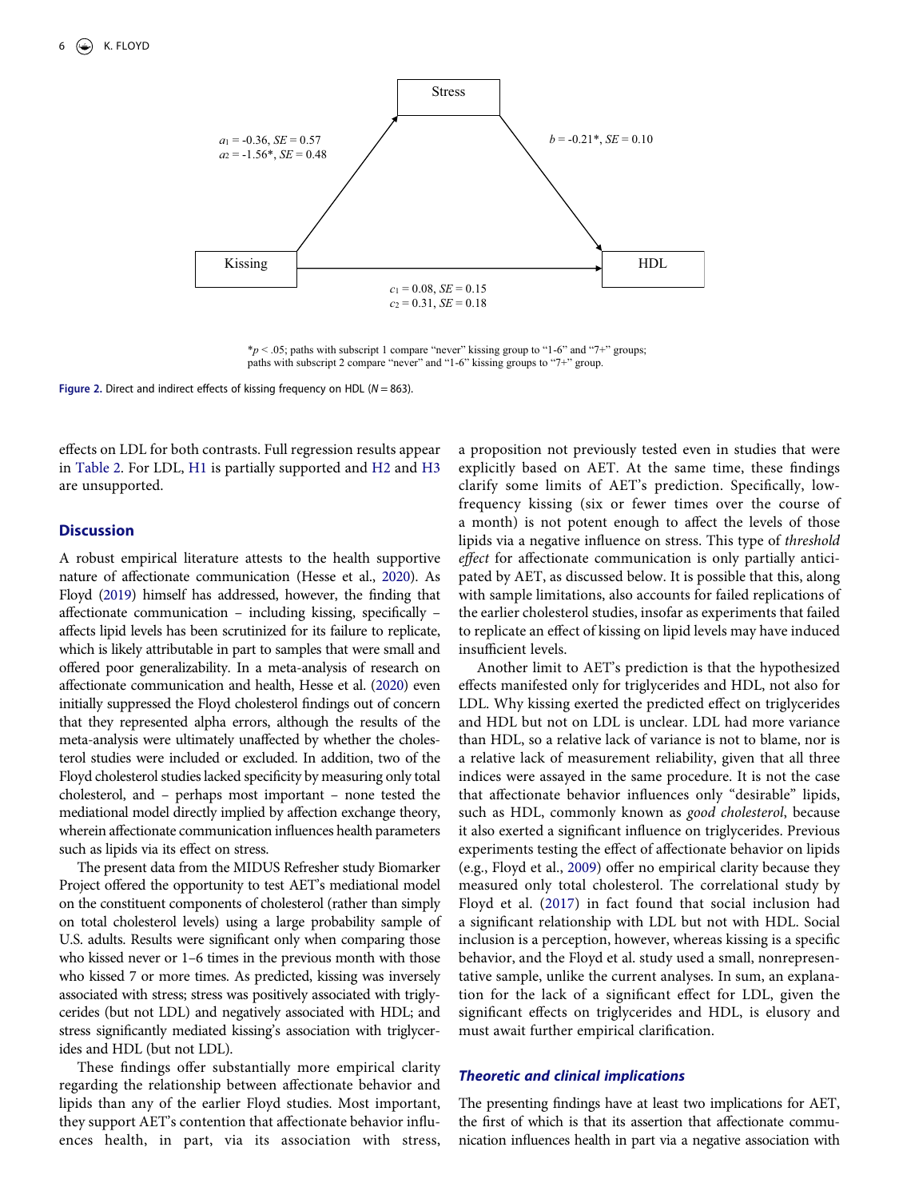Stress

$a_1 = -0.36$, $SE = 0.57$
$a_2 = -1.56^*$, $SE = 0.48$

$b = -0.21^*$, $SE = 0.10$

Kissing

HDL

$c_1 = 0.08$, $SE = 0.15$
$c_2 = 0.31$, $SE = 0.18$

$^*p < .05$; paths with subscript 1 compare "never" kissing group to "1-6" and "7+" groups; paths with subscript 2 compare "never" and "1-6" kissing groups to "7+" group.

**Figure 2.** Direct and indirect effects of kissing frequency on HDL ($N = 863$).

effects on LDL for both contrasts. Full regression results appear in Table 2. For LDL, H1 is partially supported and H2 and H3 are unsupported.

## Discussion

A robust empirical literature attests to the health supportive nature of affectionate communication (Hesse et al., 2020). As Floyd (2019) himself has addressed, however, the finding that affectionate communication – including kissing, specifically – affects lipid levels has been scrutinized for its failure to replicate, which is likely attributable in part to samples that were small and offered poor generalizability. In a meta-analysis of research on affectionate communication and health, Hesse et al. (2020) even initially suppressed the Floyd cholesterol findings out of concern that they represented alpha errors, although the results of the meta-analysis were ultimately unaffected by whether the cholesterol studies were included or excluded. In addition, two of the Floyd cholesterol studies lacked specificity by measuring only total cholesterol, and – perhaps most important – none tested the mediational model directly implied by affection exchange theory, wherein affectionate communication influences health parameters such as lipids via its effect on stress.

The present data from the MIDUS Refresher study Biomarker Project offered the opportunity to test AET's mediational model on the constituent components of cholesterol (rather than simply on total cholesterol levels) using a large probability sample of U.S. adults. Results were significant only when comparing those who kissed never or 1–6 times in the previous month with those who kissed 7 or more times. As predicted, kissing was inversely associated with stress; stress was positively associated with triglycerides (but not LDL) and negatively associated with HDL; and stress significantly mediated kissing's association with triglycerides and HDL (but not LDL).

These findings offer substantially more empirical clarity regarding the relationship between affectionate behavior and lipids than any of the earlier Floyd studies. Most important, they support AET's contention that affectionate behavior influences health, in part, via its association with stress, a proposition not previously tested even in studies that were explicitly based on AET. At the same time, these findings clarify some limits of AET's prediction. Specifically, low-frequency kissing (six or fewer times over the course of a month) is not potent enough to affect the levels of those lipids via a negative influence on stress. This type of *threshold effect* for affectionate communication is only partially anticipated by AET, as discussed below. It is possible that this, along with sample limitations, also accounts for failed replications of the earlier cholesterol studies, insofar as experiments that failed to replicate an effect of kissing on lipid levels may have induced insufficient levels.

Another limit to AET's prediction is that the hypothesized effects manifested only for triglycerides and HDL, not also for LDL. Why kissing exerted the predicted effect on triglycerides and HDL but not on LDL is unclear. LDL had more variance than HDL, so a relative lack of variance is not to blame, nor is a relative lack of measurement reliability, given that all three indices were assayed in the same procedure. It is not the case that affectionate behavior influences only "desirable" lipids, such as HDL, commonly known as *good cholesterol*, because it also exerted a significant influence on triglycerides. Previous experiments testing the effect of affectionate behavior on lipids (e.g., Floyd et al., 2009) offer no empirical clarity because they measured only total cholesterol. The correlational study by Floyd et al. (2017) in fact found that social inclusion had a significant relationship with LDL but not with HDL. Social inclusion is a perception, however, whereas kissing is a specific behavior, and the Floyd et al. study used a small, nonrepresentative sample, unlike the current analyses. In sum, an explanation for the lack of a significant effect for LDL, given the significant effects on triglycerides and HDL, is elusory and must await further empirical clarification.

### *Theoretic and clinical implications*

The presenting findings have at least two implications for AET, the first of which is that its assertion that affectionate communication influences health in part via a negative association with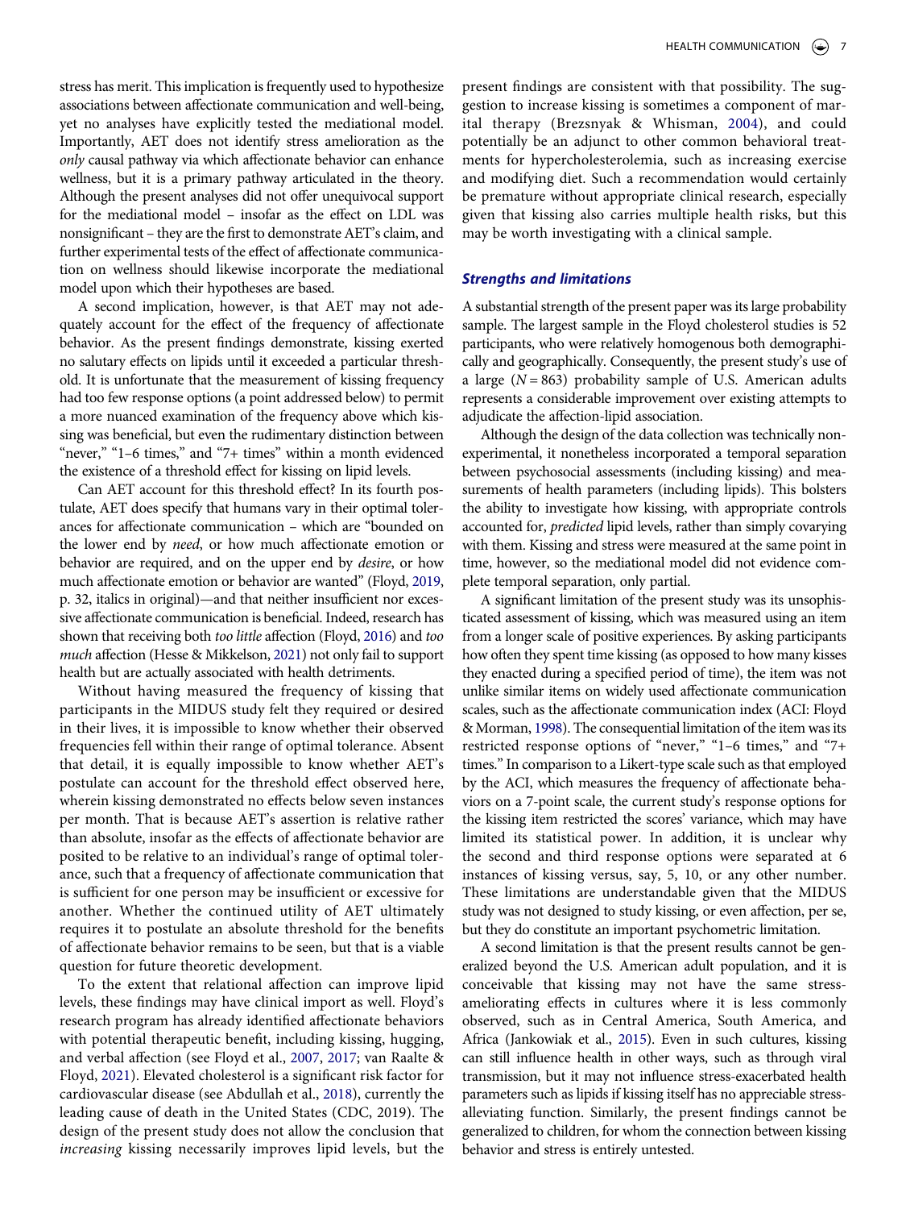stress has merit. This implication is frequently used to hypothesize associations between affectionate communication and well-being, yet no analyses have explicitly tested the mediational model. Importantly, AET does not identify stress amelioration as the *only* causal pathway via which affectionate behavior can enhance wellness, but it is a primary pathway articulated in the theory. Although the present analyses did not offer unequivocal support for the mediational model – insofar as the effect on LDL was nonsignificant – they are the first to demonstrate AET's claim, and further experimental tests of the effect of affectionate communication on wellness should likewise incorporate the mediational model upon which their hypotheses are based.

A second implication, however, is that AET may not adequately account for the effect of the frequency of affectionate behavior. As the present findings demonstrate, kissing exerted no salutary effects on lipids until it exceeded a particular threshold. It is unfortunate that the measurement of kissing frequency had too few response options (a point addressed below) to permit a more nuanced examination of the frequency above which kissing was beneficial, but even the rudimentary distinction between "never," "1–6 times," and "7+ times" within a month evidenced the existence of a threshold effect for kissing on lipid levels.

Can AET account for this threshold effect? In its fourth postulate, AET does specify that humans vary in their optimal tolerances for affectionate communication – which are "bounded on the lower end by *need*, or how much affectionate emotion or behavior are required, and on the upper end by *desire*, or how much affectionate emotion or behavior are wanted" (Floyd, 2019, p. 32, italics in original)—and that neither insufficient nor excessive affectionate communication is beneficial. Indeed, research has shown that receiving both *too little* affection (Floyd, 2016) and *too much* affection (Hesse & Mikkelson, 2021) not only fail to support health but are actually associated with health detriments.

Without having measured the frequency of kissing that participants in the MIDUS study felt they required or desired in their lives, it is impossible to know whether their observed frequencies fell within their range of optimal tolerance. Absent that detail, it is equally impossible to know whether AET's postulate can account for the threshold effect observed here, wherein kissing demonstrated no effects below seven instances per month. That is because AET's assertion is relative rather than absolute, insofar as the effects of affectionate behavior are posited to be relative to an individual's range of optimal tolerance, such that a frequency of affectionate communication that is sufficient for one person may be insufficient or excessive for another. Whether the continued utility of AET ultimately requires it to postulate an absolute threshold for the benefits of affectionate behavior remains to be seen, but that is a viable question for future theoretic development.

To the extent that relational affection can improve lipid levels, these findings may have clinical import as well. Floyd's research program has already identified affectionate behaviors with potential therapeutic benefit, including kissing, hugging, and verbal affection (see Floyd et al., 2007, 2017; van Raalte & Floyd, 2021). Elevated cholesterol is a significant risk factor for cardiovascular disease (see Abdullah et al., 2018), currently the leading cause of death in the United States (CDC, 2019). The design of the present study does not allow the conclusion that *increasing* kissing necessarily improves lipid levels, but the present findings are consistent with that possibility. The suggestion to increase kissing is sometimes a component of marital therapy (Brezsnyak & Whisman, 2004), and could potentially be an adjunct to other common behavioral treatments for hypercholesterolemia, such as increasing exercise and modifying diet. Such a recommendation would certainly be premature without appropriate clinical research, especially given that kissing also carries multiple health risks, but this may be worth investigating with a clinical sample.

### *Strengths and limitations*

A substantial strength of the present paper was its large probability sample. The largest sample in the Floyd cholesterol studies is 52 participants, who were relatively homogenous both demographically and geographically. Consequently, the present study's use of a large ($N = 863$) probability sample of U.S. American adults represents a considerable improvement over existing attempts to adjudicate the affection-lipid association.

Although the design of the data collection was technically nonexperimental, it nonetheless incorporated a temporal separation between psychosocial assessments (including kissing) and measurements of health parameters (including lipids). This bolsters the ability to investigate how kissing, with appropriate controls accounted for, *predicted* lipid levels, rather than simply covarying with them. Kissing and stress were measured at the same point in time, however, so the mediational model did not evidence complete temporal separation, only partial.

A significant limitation of the present study was its unsophisticated assessment of kissing, which was measured using an item from a longer scale of positive experiences. By asking participants how often they spent time kissing (as opposed to how many kisses they enacted during a specified period of time), the item was not unlike similar items on widely used affectionate communication scales, such as the affectionate communication index (ACI: Floyd & Morman, 1998). The consequential limitation of the item was its restricted response options of "never," "1–6 times," and "7+ times." In comparison to a Likert-type scale such as that employed by the ACI, which measures the frequency of affectionate behaviors on a 7-point scale, the current study's response options for the kissing item restricted the scores' variance, which may have limited its statistical power. In addition, it is unclear why the second and third response options were separated at 6 instances of kissing versus, say, 5, 10, or any other number. These limitations are understandable given that the MIDUS study was not designed to study kissing, or even affection, per se, but they do constitute an important psychometric limitation.

A second limitation is that the present results cannot be generalized beyond the U.S. American adult population, and it is conceivable that kissing may not have the same stress-ameliorating effects in cultures where it is less commonly observed, such as in Central America, South America, and Africa (Jankowiak et al., 2015). Even in such cultures, kissing can still influence health in other ways, such as through viral transmission, but it may not influence stress-exacerbated health parameters such as lipids if kissing itself has no appreciable stress-alleviating function. Similarly, the present findings cannot be generalized to children, for whom the connection between kissing behavior and stress is entirely untested.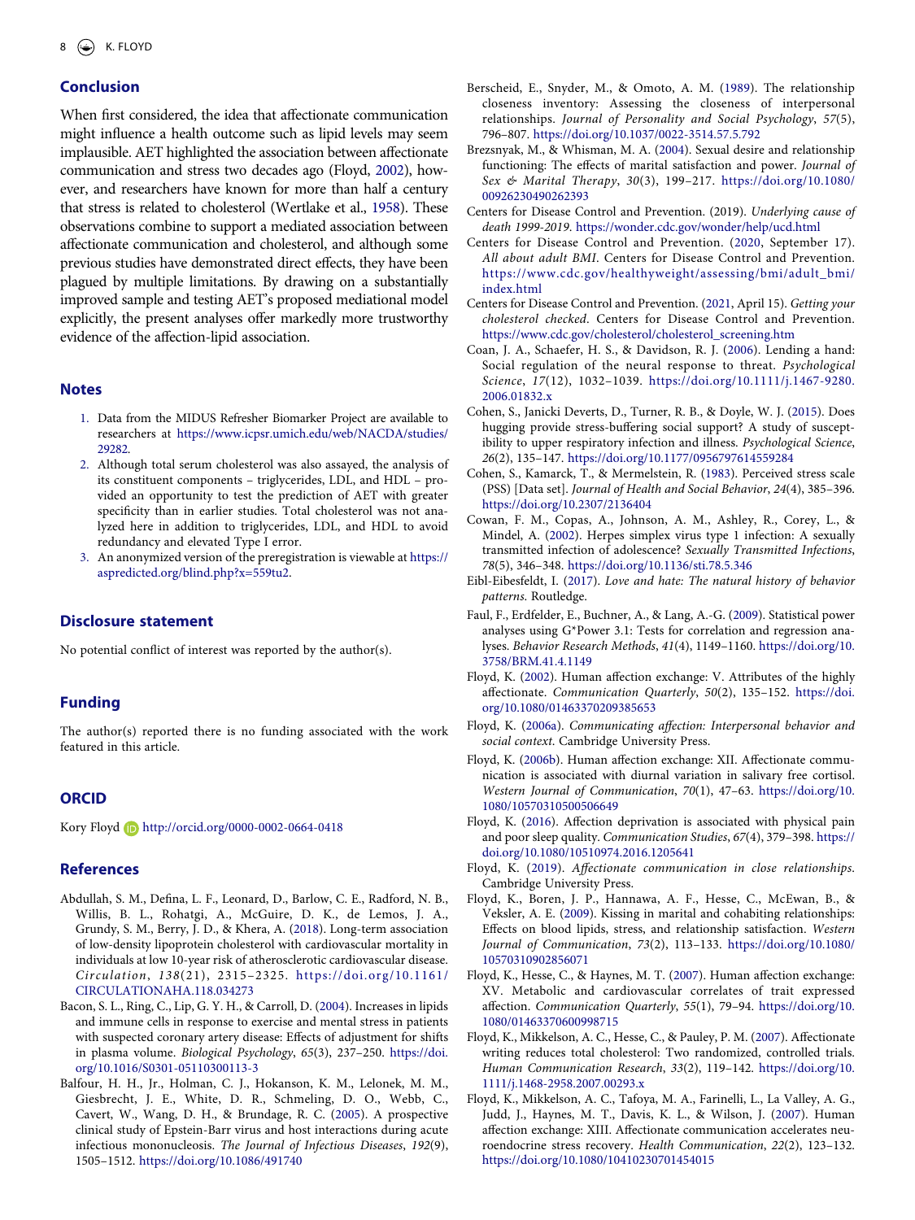## Conclusion

When first considered, the idea that affectionate communication might influence a health outcome such as lipid levels may seem implausible. AET highlighted the association between affectionate communication and stress two decades ago (Floyd, 2002), however, and researchers have known for more than half a century that stress is related to cholesterol (Wertlake et al., 1958). These observations combine to support a mediated association between affectionate communication and cholesterol, and although some previous studies have demonstrated direct effects, they have been plagued by multiple limitations. By drawing on a substantially improved sample and testing AET's proposed mediational model explicitly, the present analyses offer markedly more trustworthy evidence of the affection-lipid association.

## Notes

1. Data from the MIDUS Refresher Biomarker Project are available to researchers at https://www.icpsr.umich.edu/web/NACDA/studies/29282.
2. Although total serum cholesterol was also assayed, the analysis of its constituent components – triglycerides, LDL, and HDL – provided an opportunity to test the prediction of AET with greater specificity than in earlier studies. Total cholesterol was not analyzed here in addition to triglycerides, LDL, and HDL to avoid redundancy and elevated Type I error.
3. An anonymized version of the preregistration is viewable at https://aspredicted.org/blind.php?x=559tu2.

## Disclosure statement

No potential conflict of interest was reported by the author(s).

## Funding

The author(s) reported there is no funding associated with the work featured in this article.

## ORCID

Kory Floyd http://orcid.org/0000-0002-0664-0418

## References

Abdullah, S. M., Defina, L. F., Leonard, D., Barlow, C. E., Radford, N. B., Willis, B. L., Rohatgi, A., McGuire, D. K., de Lemos, J. A., Grundy, S. M., Berry, J. D., & Khera, A. (2018). Long-term association of low-density lipoprotein cholesterol with cardiovascular mortality in individuals at low 10-year risk of atherosclerotic cardiovascular disease. *Circulation*, *138*(21), 2315–2325. https://doi.org/10.1161/CIRCULATIONAHA.118.034273

Bacon, S. L., Ring, C., Lip, G. Y. H., & Carroll, D. (2004). Increases in lipids and immune cells in response to exercise and mental stress in patients with suspected coronary artery disease: Effects of adjustment for shifts in plasma volume. *Biological Psychology*, *65*(3), 237–250. https://doi.org/10.1016/S0301-05110300113-3

Balfour, H. H., Jr., Holman, C. J., Hokanson, K. M., Lelonek, M. M., Giesbrecht, J. E., White, D. R., Schmeling, D. O., Webb, C., Cavert, W., Wang, D. H., & Brundage, R. C. (2005). A prospective clinical study of Epstein-Barr virus and host interactions during acute infectious mononucleosis. *The Journal of Infectious Diseases*, *192*(9), 1505–1512. https://doi.org/10.1086/491740

Berscheid, E., Snyder, M., & Omoto, A. M. (1989). The relationship closeness inventory: Assessing the closeness of interpersonal relationships. *Journal of Personality and Social Psychology*, *57*(5), 796–807. https://doi.org/10.1037/0022-3514.57.5.792

Brezsnyak, M., & Whisman, M. A. (2004). Sexual desire and relationship functioning: The effects of marital satisfaction and power. *Journal of Sex & Marital Therapy*, *30*(3), 199–217. https://doi.org/10.1080/00926230490262393

Centers for Disease Control and Prevention. (2019). *Underlying cause of death 1999-2019*. https://wonder.cdc.gov/wonder/help/ucd.html

Centers for Disease Control and Prevention. (2020, September 17). *All about adult BMI*. Centers for Disease Control and Prevention. https://www.cdc.gov/healthyweight/assessing/bmi/adult_bmi/index.html

Centers for Disease Control and Prevention. (2021, April 15). *Getting your cholesterol checked*. Centers for Disease Control and Prevention. https://www.cdc.gov/cholesterol/cholesterol_screening.htm

Coan, J. A., Schaefer, H. S., & Davidson, R. J. (2006). Lending a hand: Social regulation of the neural response to threat. *Psychological Science*, *17*(12), 1032–1039. https://doi.org/10.1111/j.1467-9280.2006.01832.x

Cohen, S., Janicki Deverts, D., Turner, R. B., & Doyle, W. J. (2015). Does hugging provide stress-buffering social support? A study of susceptibility to upper respiratory infection and illness. *Psychological Science*, *26*(2), 135–147. https://doi.org/10.1177/0956797614559284

Cohen, S., Kamarck, T., & Mermelstein, R. (1983). Perceived stress scale (PSS) [Data set]. *Journal of Health and Social Behavior*, *24*(4), 385–396. https://doi.org/10.2307/2136404

Cowan, F. M., Copas, A., Johnson, A. M., Ashley, R., Corey, L., & Mindel, A. (2002). Herpes simplex virus type 1 infection: A sexually transmitted infection of adolescence? *Sexually Transmitted Infections*, *78*(5), 346–348. https://doi.org/10.1136/sti.78.5.346

Eibl-Eibesfeldt, I. (2017). *Love and hate: The natural history of behavior patterns*. Routledge.

Faul, F., Erdfelder, E., Buchner, A., & Lang, A.-G. (2009). Statistical power analyses using G*Power 3.1: Tests for correlation and regression analyses. *Behavior Research Methods*, *41*(4), 1149–1160. https://doi.org/10.3758/BRM.41.4.1149

Floyd, K. (2002). Human affection exchange: V. Attributes of the highly affectionate. *Communication Quarterly*, *50*(2), 135–152. https://doi.org/10.1080/01463370209385653

Floyd, K. (2006a). *Communicating affection: Interpersonal behavior and social context*. Cambridge University Press.

Floyd, K. (2006b). Human affection exchange: XII. Affectionate communication is associated with diurnal variation in salivary free cortisol. *Western Journal of Communication*, *70*(1), 47–63. https://doi.org/10.1080/10570310500506649

Floyd, K. (2016). Affection deprivation is associated with physical pain and poor sleep quality. *Communication Studies*, *67*(4), 379–398. https://doi.org/10.1080/10510974.2016.1205641

Floyd, K. (2019). *Affectionate communication in close relationships*. Cambridge University Press.

Floyd, K., Boren, J. P., Hannawa, A. F., Hesse, C., McEwan, B., & Veksler, A. E. (2009). Kissing in marital and cohabiting relationships: Effects on blood lipids, stress, and relationship satisfaction. *Western Journal of Communication*, *73*(2), 113–133. https://doi.org/10.1080/10570310902856071

Floyd, K., Hesse, C., & Haynes, M. T. (2007). Human affection exchange: XV. Metabolic and cardiovascular correlates of trait expressed affection. *Communication Quarterly*, *55*(1), 79–94. https://doi.org/10.1080/01463370600998715

Floyd, K., Mikkelson, A. C., Hesse, C., & Pauley, P. M. (2007). Affectionate writing reduces total cholesterol: Two randomized, controlled trials. *Human Communication Research*, *33*(2), 119–142. https://doi.org/10.1111/j.1468-2958.2007.00293.x

Floyd, K., Mikkelson, A. C., Tafoya, M. A., Farinelli, L., La Valley, A. G., Judd, J., Haynes, M. T., Davis, K. L., & Wilson, J. (2007). Human affection exchange: XIII. Affectionate communication accelerates neuroendocrine stress recovery. *Health Communication*, *22*(2), 123–132. https://doi.org/10.1080/10410230701454015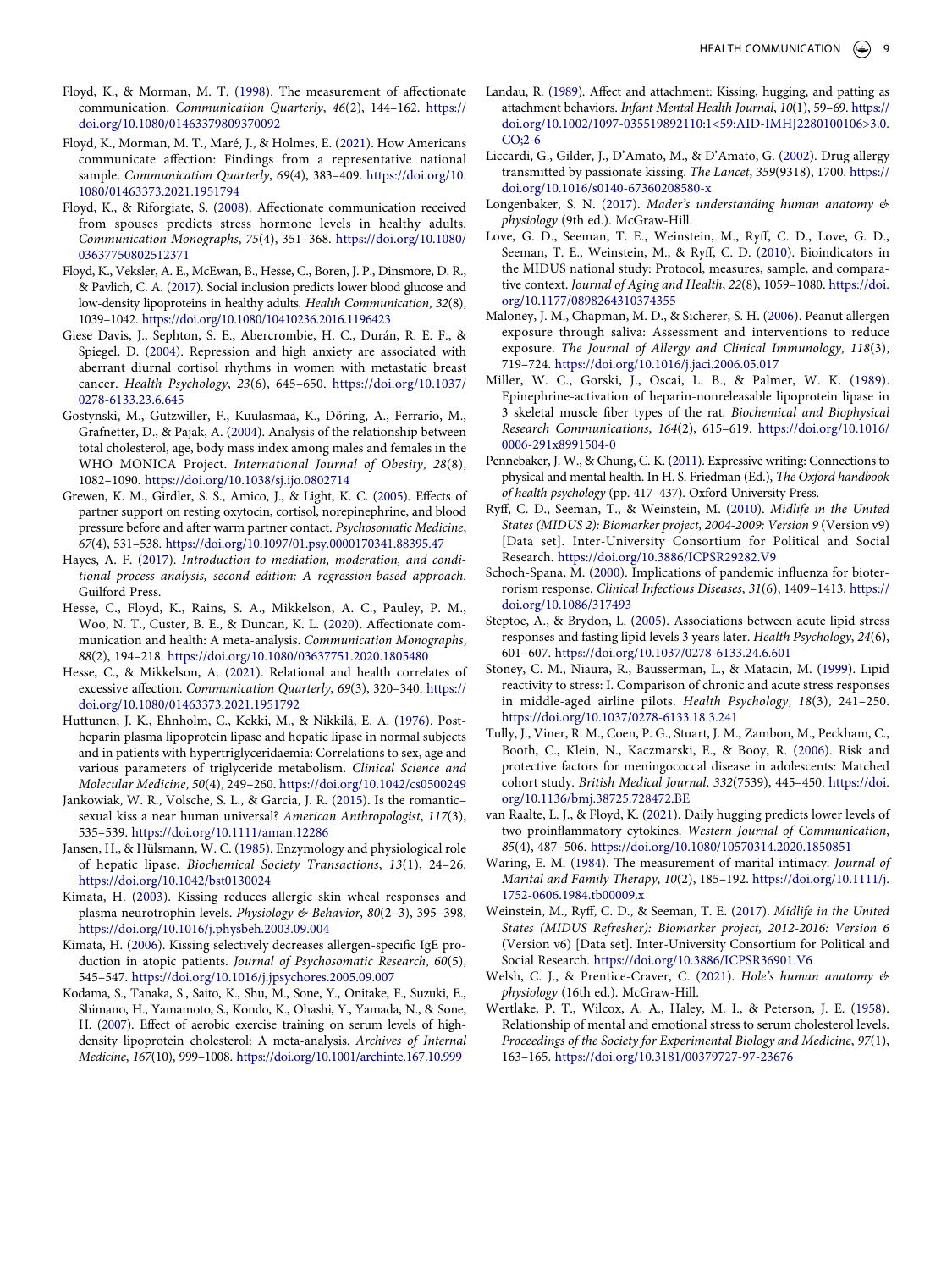Floyd, K., & Morman, M. T. (1998). The measurement of affectionate communication. *Communication Quarterly*, *46*(2), 144–162. https://doi.org/10.1080/01463379809370092

Floyd, K., Morman, M. T., Maré, J., & Holmes, E. (2021). How Americans communicate affection: Findings from a representative national sample. *Communication Quarterly*, *69*(4), 383–409. https://doi.org/10.1080/01463373.2021.1951794

Floyd, K., & Riforgiate, S. (2008). Affectionate communication received from spouses predicts stress hormone levels in healthy adults. *Communication Monographs*, *75*(4), 351–368. https://doi.org/10.1080/03637750802512371

Floyd, K., Veksler, A. E., McEwan, B., Hesse, C., Boren, J. P., Dinsmore, D. R., & Pavlich, C. A. (2017). Social inclusion predicts lower blood glucose and low-density lipoproteins in healthy adults. *Health Communication*, *32*(8), 1039–1042. https://doi.org/10.1080/10410236.2016.1196423

Giese Davis, J., Sephton, S. E., Abercrombie, H. C., Durán, R. E. F., & Spiegel, D. (2004). Repression and high anxiety are associated with aberrant diurnal cortisol rhythms in women with metastatic breast cancer. *Health Psychology*, *23*(6), 645–650. https://doi.org/10.1037/0278-6133.23.6.645

Gostynski, M., Gutzwiller, F., Kuulasmaa, K., Döring, A., Ferrario, M., Grafnetter, D., & Pajak, A. (2004). Analysis of the relationship between total cholesterol, age, body mass index among males and females in the WHO MONICA Project. *International Journal of Obesity*, *28*(8), 1082–1090. https://doi.org/10.1038/sj.ijo.0802714

Grewen, K. M., Girdler, S. S., Amico, J., & Light, K. C. (2005). Effects of partner support on resting oxytocin, cortisol, norepinephrine, and blood pressure before and after warm partner contact. *Psychosomatic Medicine*, *67*(4), 531–538. https://doi.org/10.1097/01.psy.0000170341.88395.47

Hayes, A. F. (2017). *Introduction to mediation, moderation, and conditional process analysis, second edition: A regression-based approach*. Guilford Press.

Hesse, C., Floyd, K., Rains, S. A., Mikkelson, A. C., Pauley, P. M., Woo, N. T., Custer, B. E., & Duncan, K. L. (2020). Affectionate communication and health: A meta-analysis. *Communication Monographs*, *88*(2), 194–218. https://doi.org/10.1080/03637751.2020.1805480

Hesse, C., & Mikkelson, A. (2021). Relational and health correlates of excessive affection. *Communication Quarterly*, *69*(3), 320–340. https://doi.org/10.1080/01463373.2021.1951792

Huttunen, J. K., Ehnholm, C., Kekki, M., & Nikkilä, E. A. (1976). Post-heparin plasma lipoprotein lipase and hepatic lipase in normal subjects and in patients with hypertriglyceridaemia: Correlations to sex, age and various parameters of triglyceride metabolism. *Clinical Science and Molecular Medicine*, *50*(4), 249–260. https://doi.org/10.1042/cs0500249

Jankowiak, W. R., Volsche, S. L., & Garcia, J. R. (2015). Is the romantic–sexual kiss a near human universal? *American Anthropologist*, *117*(3), 535–539. https://doi.org/10.1111/aman.12286

Jansen, H., & Hülsmann, W. C. (1985). Enzymology and physiological role of hepatic lipase. *Biochemical Society Transactions*, *13*(1), 24–26. https://doi.org/10.1042/bst0130024

Kimata, H. (2003). Kissing reduces allergic skin wheal responses and plasma neurotrophin levels. *Physiology & Behavior*, *80*(2–3), 395–398. https://doi.org/10.1016/j.physbeh.2003.09.004

Kimata, H. (2006). Kissing selectively decreases allergen-specific IgE production in atopic patients. *Journal of Psychosomatic Research*, *60*(5), 545–547. https://doi.org/10.1016/j.jpsychores.2005.09.007

Kodama, S., Tanaka, S., Saito, K., Shu, M., Sone, Y., Onitake, F., Suzuki, E., Shimano, H., Yamamoto, S., Kondo, K., Ohashi, Y., Yamada, N., & Sone, H. (2007). Effect of aerobic exercise training on serum levels of high-density lipoprotein cholesterol: A meta-analysis. *Archives of Internal Medicine*, *167*(10), 999–1008. https://doi.org/10.1001/archinte.167.10.999

Landau, R. (1989). Affect and attachment: Kissing, hugging, and patting as attachment behaviors. *Infant Mental Health Journal*, *10*(1), 59–69. https://doi.org/10.1002/1097-035519892110:1<59:AID-IMHJ2280100106>3.0.CO;2-6

Liccardi, G., Gilder, J., D'Amato, M., & D'Amato, G. (2002). Drug allergy transmitted by passionate kissing. *The Lancet*, *359*(9318), 1700. https://doi.org/10.1016/s0140-67360208580-x

Longenbaker, S. N. (2017). *Mader's understanding human anatomy & physiology* (9th ed.). McGraw-Hill.

Love, G. D., Seeman, T. E., Weinstein, M., Ryff, C. D., Love, G. D., Seeman, T. E., Weinstein, M., & Ryff, C. D. (2010). Bioindicators in the MIDUS national study: Protocol, measures, sample, and comparative context. *Journal of Aging and Health*, *22*(8), 1059–1080. https://doi.org/10.1177/0898264310374355

Maloney, J. M., Chapman, M. D., & Sicherer, S. H. (2006). Peanut allergen exposure through saliva: Assessment and interventions to reduce exposure. *The Journal of Allergy and Clinical Immunology*, *118*(3), 719–724. https://doi.org/10.1016/j.jaci.2006.05.017

Miller, W. C., Gorski, J., Oscai, L. B., & Palmer, W. K. (1989). Epinephrine-activation of heparin-nonreleasable lipoprotein lipase in 3 skeletal muscle fiber types of the rat. *Biochemical and Biophysical Research Communications*, *164*(2), 615–619. https://doi.org/10.1016/0006-291x8991504-0

Pennebaker, J. W., & Chung, C. K. (2011). Expressive writing: Connections to physical and mental health. In H. S. Friedman (Ed.), *The Oxford handbook of health psychology* (pp. 417–437). Oxford University Press.

Ryff, C. D., Seeman, T., & Weinstein, M. (2010). *Midlife in the United States (MIDUS 2): Biomarker project, 2004-2009: Version 9* (Version v9) [Data set]. Inter-University Consortium for Political and Social Research. https://doi.org/10.3886/ICPSR29282.V9

Schoch-Spana, M. (2000). Implications of pandemic influenza for bioterrorism response. *Clinical Infectious Diseases*, *31*(6), 1409–1413. https://doi.org/10.1086/317493

Steptoe, A., & Brydon, L. (2005). Associations between acute lipid stress responses and fasting lipid levels 3 years later. *Health Psychology*, *24*(6), 601–607. https://doi.org/10.1037/0278-6133.24.6.601

Stoney, C. M., Niaura, R., Bausserman, L., & Matacin, M. (1999). Lipid reactivity to stress: I. Comparison of chronic and acute stress responses in middle-aged airline pilots. *Health Psychology*, *18*(3), 241–250. https://doi.org/10.1037/0278-6133.18.3.241

Tully, J., Viner, R. M., Coen, P. G., Stuart, J. M., Zambon, M., Peckham, C., Booth, C., Klein, N., Kaczmarski, E., & Booy, R. (2006). Risk and protective factors for meningococcal disease in adolescents: Matched cohort study. *British Medical Journal*, *332*(7539), 445–450. https://doi.org/10.1136/bmj.38725.728472.BE

van Raalte, L. J., & Floyd, K. (2021). Daily hugging predicts lower levels of two proinflammatory cytokines. *Western Journal of Communication*, *85*(4), 487–506. https://doi.org/10.1080/10570314.2020.1850851

Waring, E. M. (1984). The measurement of marital intimacy. *Journal of Marital and Family Therapy*, *10*(2), 185–192. https://doi.org/10.1111/j.1752-0606.1984.tb00009.x

Weinstein, M., Ryff, C. D., & Seeman, T. E. (2017). *Midlife in the United States (MIDUS Refresher): Biomarker project, 2012-2016: Version 6* (Version v6) [Data set]. Inter-University Consortium for Political and Social Research. https://doi.org/10.3886/ICPSR36901.V6

Welsh, C. J., & Prentice-Craver, C. (2021). *Hole's human anatomy & physiology* (16th ed.). McGraw-Hill.

Wertlake, P. T., Wilcox, A. A., Haley, M. I., & Peterson, J. E. (1958). Relationship of mental and emotional stress to serum cholesterol levels. *Proceedings of the Society for Experimental Biology and Medicine*, *97*(1), 163–165. https://doi.org/10.3181/00379727-97-23676